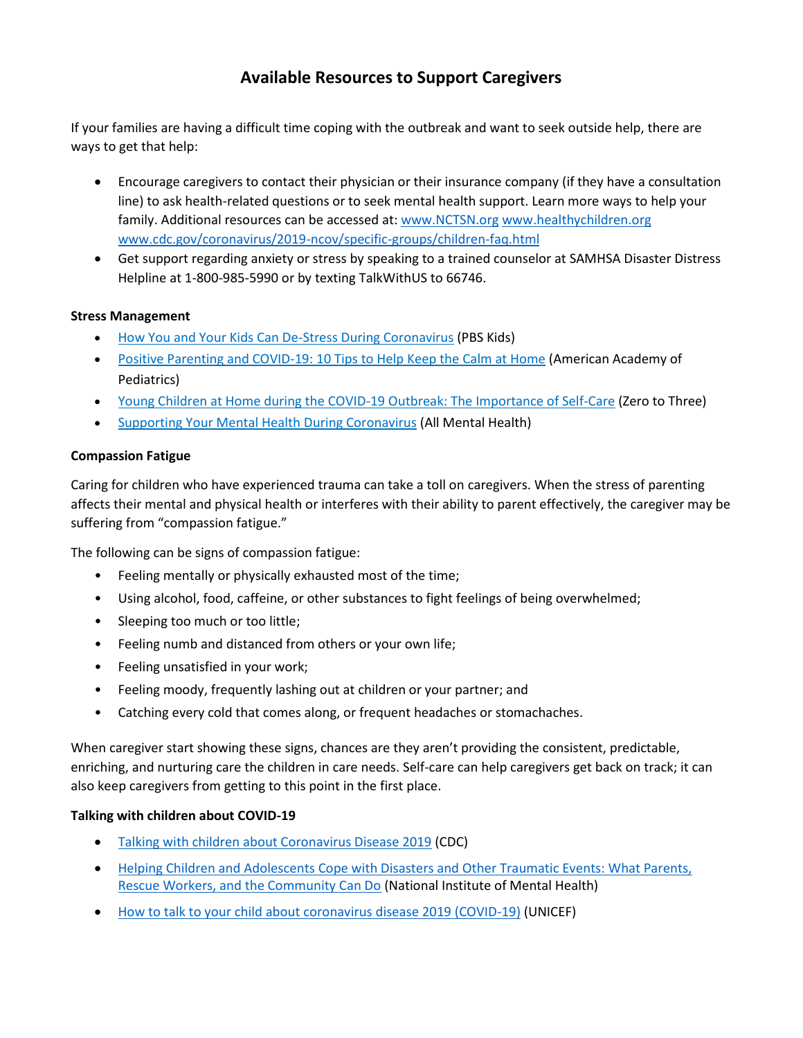# Available Resources to Support Caregivers

If your families are having a difficult time coping with the outbreak and want to seek outside help, there are ways to get that help:

- Encourage caregivers to contact their physician or their insurance company (if they have a consultation line) to ask health-related questions or to seek mental health support. Learn more ways to help your family. Additional resources can be accessed at: [www.NCTSN.org](www.NCTSN.org) [www.healthychildren.org](www.healthychildren.org) [www.cdc.gov/coronavirus/2019-ncov/specific-groups/children-faq.html](www.cdc.gov/coronavirus/2019-ncov/specific-groups/children-faq.html)
- Get support regarding anxiety or stress by speaking to a trained counselor at SAMHSA Disaster Distress Helpline at 1-800-985-5990 or by texting TalkWithUS to 66746.

**Stress Management**

- How You and Your Kids Can De-Stress During Coronavirus (PBS Kids)
- Positive Parenting and COVID-19: 10 Tips to Help Keep the Calm at Home (American Academy of Pediatrics)
- Young Children at Home during the COVID-19 Outbreak: The Importance of Self-Care (Zero to Three)
- Supporting Your Mental Health During Coronavirus (All Mental Health)

**Compassion Fatigue**

Caring for children who have experienced trauma can take a toll on caregivers. When the stress of parenting affects their mental and physical health or interferes with their ability to parent effectively, the caregiver may be suffering from "compassion fatigue."

The following can be signs of compassion fatigue:

- Feeling mentally or physically exhausted most of the time;
- Using alcohol, food, caffeine, or other substances to fight feelings of being overwhelmed;
- Sleeping too much or too little;
- Feeling numb and distanced from others or your own life;
- Feeling unsatisfied in your work;
- Feeling moody, frequently lashing out at children or your partner; and
- Catching every cold that comes along, or frequent headaches or stomachaches.

When caregiver start showing these signs, chances are they aren't providing the consistent, predictable, enriching, and nurturing care the children in care needs. Self-care can help caregivers get back on track; it can also keep caregivers from getting to this point in the first place.

**Talking with children about COVID-19**

- Talking with children about Coronavirus Disease 2019 (CDC)
- Helping Children and Adolescents Cope with Disasters and Other Traumatic Events: What Parents, Rescue Workers, and the Community Can Do (National Institute of Mental Health)
- How to talk to your child about coronavirus disease 2019 (COVID-19) (UNICEF)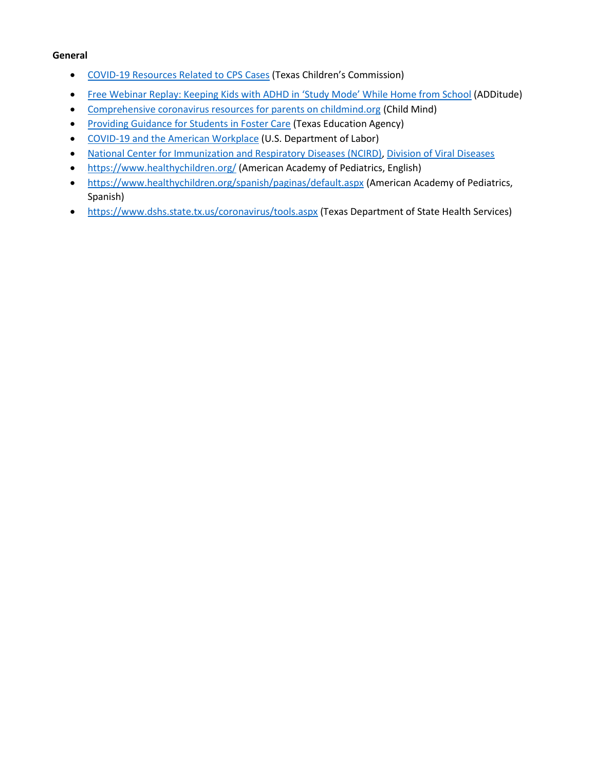**General**

- COVID-19 Resources Related to CPS Cases (Texas Children's Commission)
- Free Webinar Replay: Keeping Kids with ADHD in 'Study Mode' While Home from School (ADDitude)
- Comprehensive coronavirus resources for parents on childmind.org (Child Mind)
- Providing Guidance for Students in Foster Care (Texas Education Agency)
- COVID-19 and the American Workplace (U.S. Department of Labor)
- National Center for Immunization and Respiratory Diseases (NCIRD), Division of Viral Diseases
- https://www.healthychildren.org/ (American Academy of Pediatrics, English)
- https://www.healthychildren.org/spanish/paginas/default.aspx (American Academy of Pediatrics, Spanish)
- https://www.dshs.state.tx.us/coronavirus/tools.aspx (Texas Department of State Health Services)